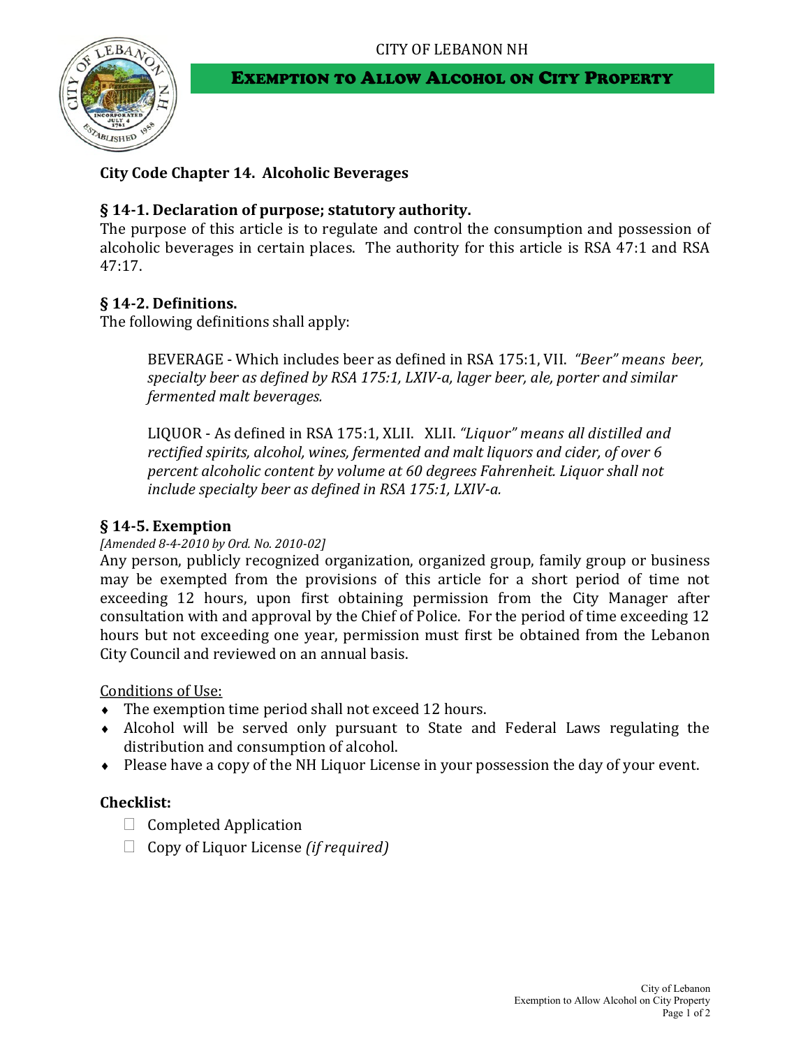CITY OF LEBANON NH

# EXEMPTION TO ALLOW ALCOHOL ON CITY PROPERTY

## City Code Chapter 14. Alcoholic Beverages

### § 14-1. Declaration of purpose; statutory authority.

The purpose of this article is to regulate and control the consumption and possession of alcoholic beverages in certain places. The authority for this article is RSA 47:1 and RSA 47:17.

### § 14-2. Definitions.

The following definitions shall apply:

> BEVERAGE - Which includes beer as defined in RSA 175:1, VII. *"Beer" means beer, specialty beer as defined by RSA 175:1, LXIV-a, lager beer, ale, porter and similar fermented malt beverages.*
>
> LIQUOR - As defined in RSA 175:1, XLII. XLII. *"Liquor" means all distilled and rectified spirits, alcohol, wines, fermented and malt liquors and cider, of over 6 percent alcoholic content by volume at 60 degrees Fahrenheit. Liquor shall not include specialty beer as defined in RSA 175:1, LXIV-a.*

### § 14-5. Exemption

*[Amended 8-4-2010 by Ord. No. 2010-02]*

Any person, publicly recognized organization, organized group, family group or business may be exempted from the provisions of this article for a short period of time not exceeding 12 hours, upon first obtaining permission from the City Manager after consultation with and approval by the Chief of Police. For the period of time exceeding 12 hours but not exceeding one year, permission must first be obtained from the Lebanon City Council and reviewed on an annual basis.

Conditions of Use:

- The exemption time period shall not exceed 12 hours.
- Alcohol will be served only pursuant to State and Federal Laws regulating the distribution and consumption of alcohol.
- Please have a copy of the NH Liquor License in your possession the day of your event.

**Checklist:**

- ☐ Completed Application
- ☐ Copy of Liquor License *(if required)*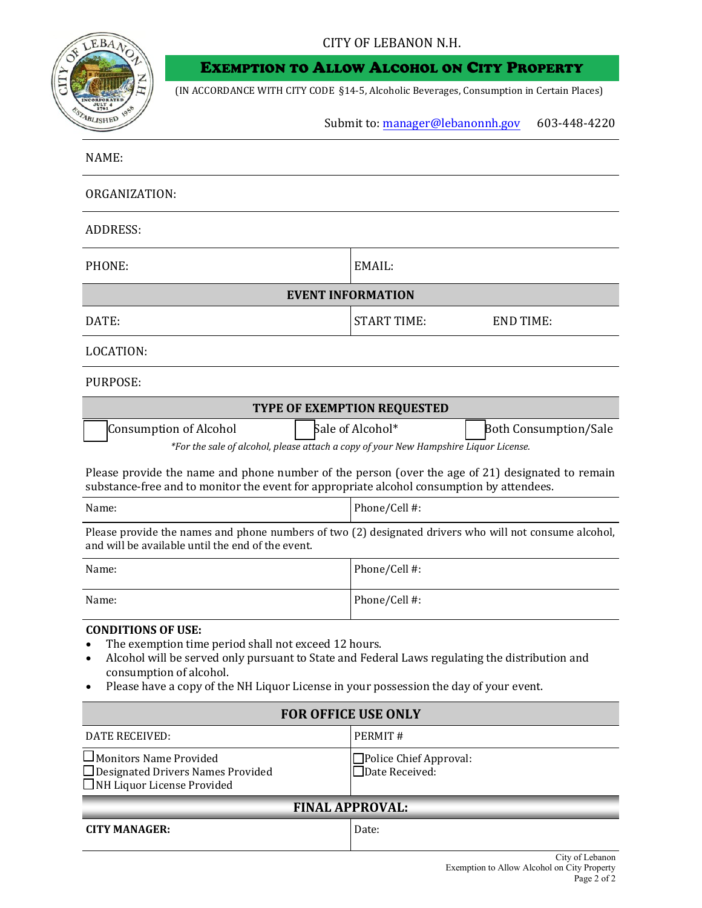CITY OF LEBANON N.H.

# EXEMPTION TO ALLOW ALCOHOL ON CITY PROPERTY

(IN ACCORDANCE WITH CITY CODE §14-5, Alcoholic Beverages, Consumption in Certain Places)

Submit to: manager@lebanonnh.gov 603-448-4220

NAME:

ORGANIZATION:

ADDRESS:

| | |
|---|---|
| PHONE: | EMAIL: |

**EVENT INFORMATION**

| | | |
|---|---|---|
| DATE: | START TIME: | END TIME: |

LOCATION:

PURPOSE:

**TYPE OF EXEMPTION REQUESTED**

☐ Consumption of Alcohol ☐ Sale of Alcohol* ☐ Both Consumption/Sale

*\*For the sale of alcohol, please attach a copy of your New Hampshire Liquor License.*

Please provide the name and phone number of the person (over the age of 21) designated to remain substance-free and to monitor the event for appropriate alcohol consumption by attendees.

| | |
|---|---|
| Name: | Phone/Cell #: |

Please provide the names and phone numbers of two (2) designated drivers who will not consume alcohol, and will be available until the end of the event.

| | |
|---|---|
| Name: | Phone/Cell #: |
| Name: | Phone/Cell #: |

**CONDITIONS OF USE:**

- The exemption time period shall not exceed 12 hours.
- Alcohol will be served only pursuant to State and Federal Laws regulating the distribution and consumption of alcohol.
- Please have a copy of the NH Liquor License in your possession the day of your event.

**FOR OFFICE USE ONLY**

| | |
|---|---|
| DATE RECEIVED: | PERMIT # |
| ☐ Monitors Name Provided<br>☐ Designated Drivers Names Provided<br>☐ NH Liquor License Provided | ☐ Police Chief Approval:<br>☐ Date Received: |

**FINAL APPROVAL:**

| | |
|---|---|
| **CITY MANAGER:** | Date: |